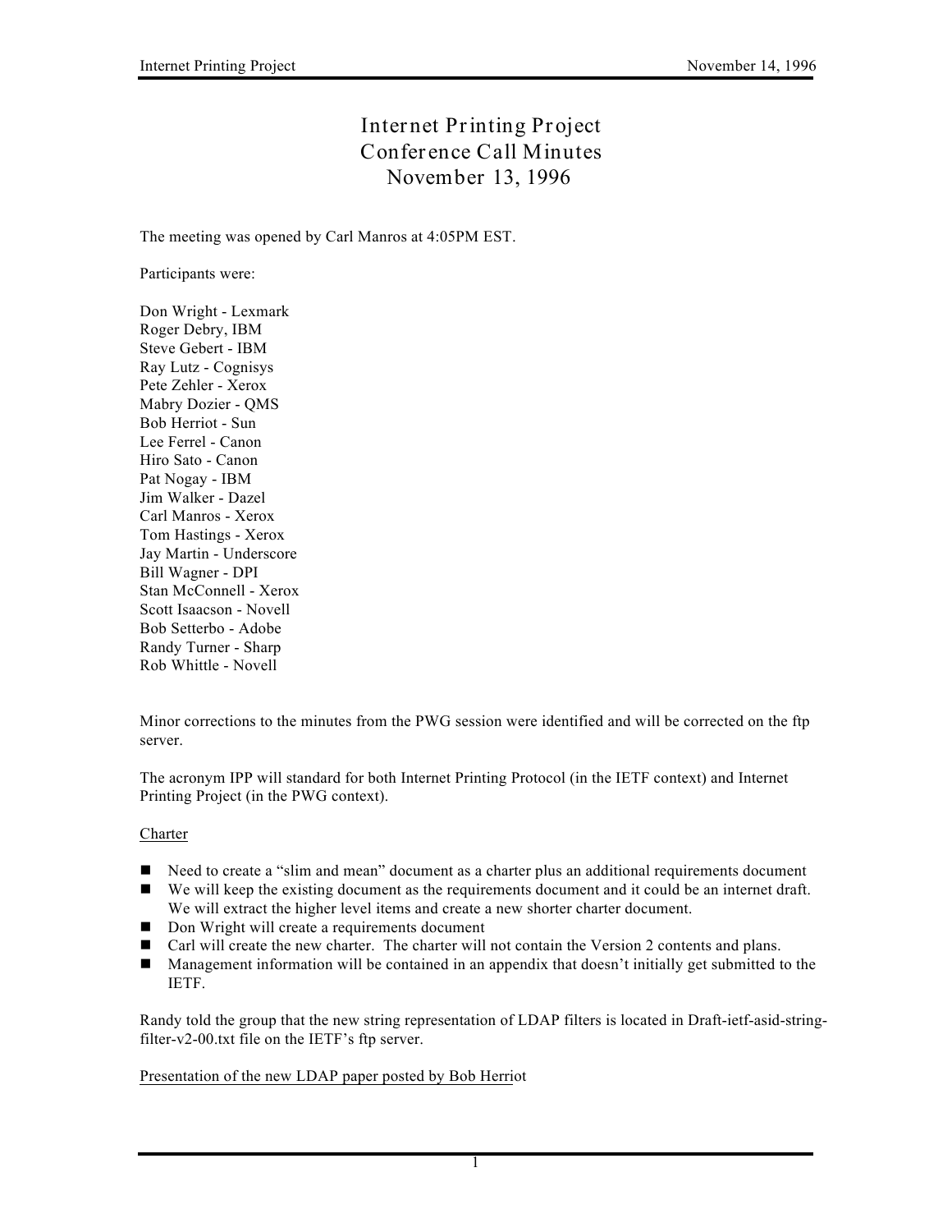# Internet Printing Project
# Conference Call Minutes
# November 13, 1996

The meeting was opened by Carl Manros at 4:05PM EST.

Participants were:

Don Wright - Lexmark
Roger Debry, IBM
Steve Gebert - IBM
Ray Lutz - Cognisys
Pete Zehler - Xerox
Mabry Dozier - QMS
Bob Herriot - Sun
Lee Ferrel - Canon
Hiro Sato - Canon
Pat Nogay - IBM
Jim Walker - Dazel
Carl Manros - Xerox
Tom Hastings - Xerox
Jay Martin - Underscore
Bill Wagner - DPI
Stan McConnell - Xerox
Scott Isaacson - Novell
Bob Setterbo - Adobe
Randy Turner - Sharp
Rob Whittle - Novell

Minor corrections to the minutes from the PWG session were identified and will be corrected on the ftp server.

The acronym IPP will standard for both Internet Printing Protocol (in the IETF context) and Internet Printing Project (in the PWG context).

<u>Charter</u>

- Need to create a "slim and mean" document as a charter plus an additional requirements document
- We will keep the existing document as the requirements document and it could be an internet draft. We will extract the higher level items and create a new shorter charter document.
- Don Wright will create a requirements document
- Carl will create the new charter. The charter will not contain the Version 2 contents and plans.
- Management information will be contained in an appendix that doesn't initially get submitted to the IETF.

Randy told the group that the new string representation of LDAP filters is located in Draft-ietf-asid-string-filter-v2-00.txt file on the IETF's ftp server.

<u>Presentation of the new LDAP paper posted by Bob Herriot</u>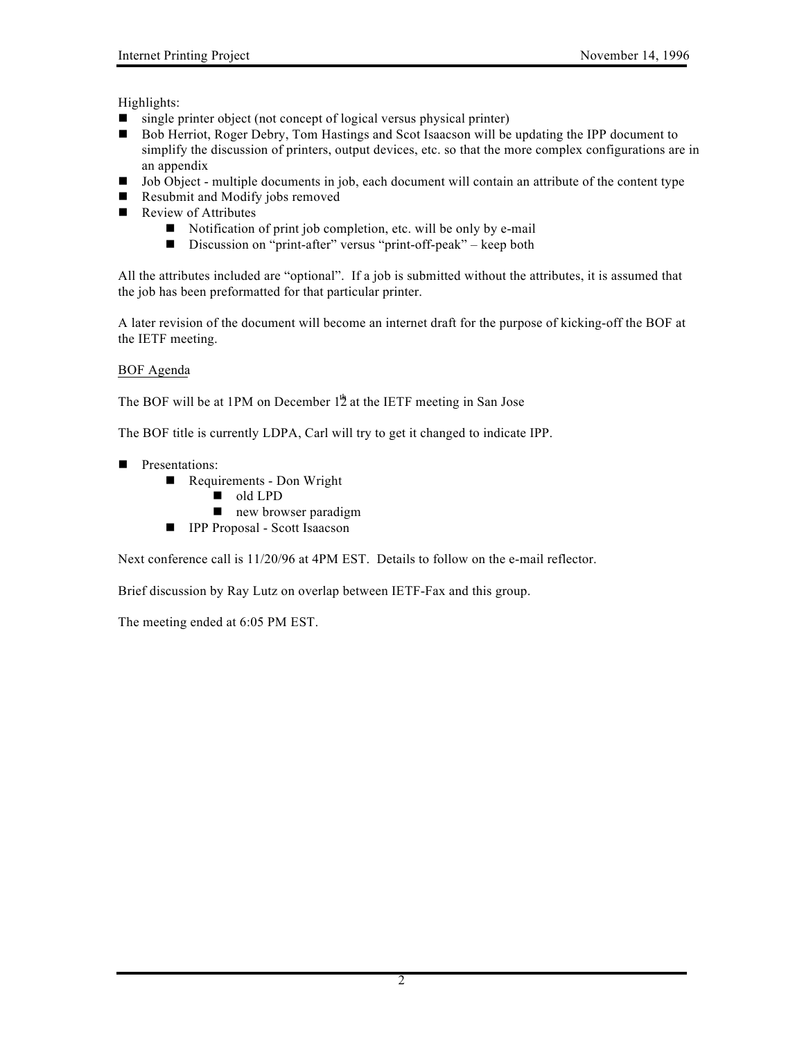Highlights:

- single printer object (not concept of logical versus physical printer)
- Bob Herriot, Roger Debry, Tom Hastings and Scot Isaacson will be updating the IPP document to simplify the discussion of printers, output devices, etc. so that the more complex configurations are in an appendix
- Job Object - multiple documents in job, each document will contain an attribute of the content type
- Resubmit and Modify jobs removed
- Review of Attributes
    - Notification of print job completion, etc. will be only by e-mail
    - Discussion on "print-after" versus "print-off-peak" – keep both

All the attributes included are "optional". If a job is submitted without the attributes, it is assumed that the job has been preformatted for that particular printer.

A later revision of the document will become an internet draft for the purpose of kicking-off the BOF at the IETF meeting.

<u>BOF Agenda</u>

The BOF will be at 1PM on December 12th at the IETF meeting in San Jose

The BOF title is currently LDPA, Carl will try to get it changed to indicate IPP.

- Presentations:
    - Requirements - Don Wright
        - old LPD
        - new browser paradigm
    - IPP Proposal - Scott Isaacson

Next conference call is 11/20/96 at 4PM EST. Details to follow on the e-mail reflector.

Brief discussion by Ray Lutz on overlap between IETF-Fax and this group.

The meeting ended at 6:05 PM EST.